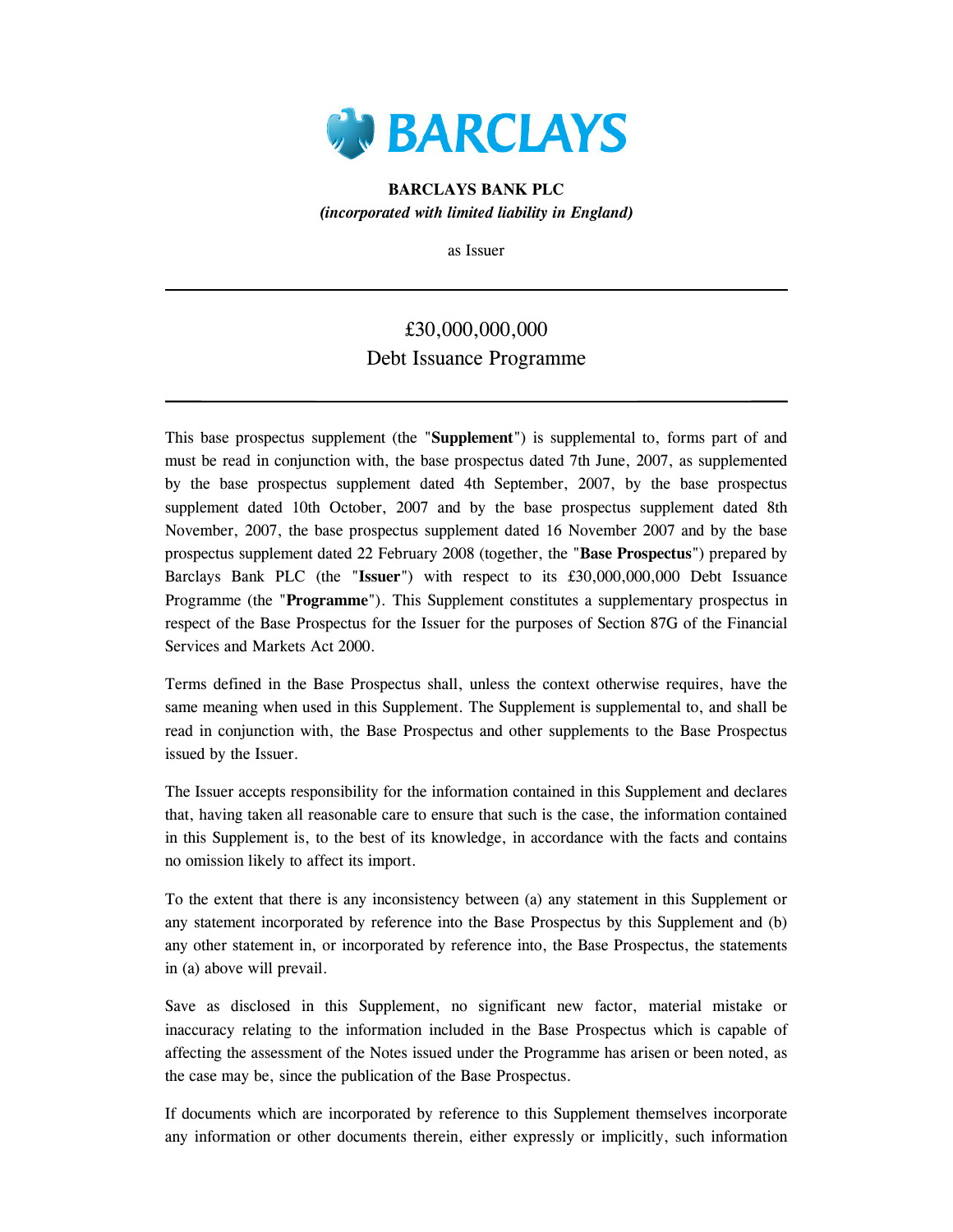# BARCLAYS

**BARCLAYS BANK PLC**
***(incorporated with limited liability in England)***

as Issuer

---

£30,000,000,000
Debt Issuance Programme

---

This base prospectus supplement (the "**Supplement**") is supplemental to, forms part of and must be read in conjunction with, the base prospectus dated 7th June, 2007, as supplemented by the base prospectus supplement dated 4th September, 2007, by the base prospectus supplement dated 10th October, 2007 and by the base prospectus supplement dated 8th November, 2007, the base prospectus supplement dated 16 November 2007 and by the base prospectus supplement dated 22 February 2008 (together, the "**Base Prospectus**") prepared by Barclays Bank PLC (the "**Issuer**") with respect to its £30,000,000,000 Debt Issuance Programme (the "**Programme**"). This Supplement constitutes a supplementary prospectus in respect of the Base Prospectus for the Issuer for the purposes of Section 87G of the Financial Services and Markets Act 2000.

Terms defined in the Base Prospectus shall, unless the context otherwise requires, have the same meaning when used in this Supplement. The Supplement is supplemental to, and shall be read in conjunction with, the Base Prospectus and other supplements to the Base Prospectus issued by the Issuer.

The Issuer accepts responsibility for the information contained in this Supplement and declares that, having taken all reasonable care to ensure that such is the case, the information contained in this Supplement is, to the best of its knowledge, in accordance with the facts and contains no omission likely to affect its import.

To the extent that there is any inconsistency between (a) any statement in this Supplement or any statement incorporated by reference into the Base Prospectus by this Supplement and (b) any other statement in, or incorporated by reference into, the Base Prospectus, the statements in (a) above will prevail.

Save as disclosed in this Supplement, no significant new factor, material mistake or inaccuracy relating to the information included in the Base Prospectus which is capable of affecting the assessment of the Notes issued under the Programme has arisen or been noted, as the case may be, since the publication of the Base Prospectus.

If documents which are incorporated by reference to this Supplement themselves incorporate any information or other documents therein, either expressly or implicitly, such information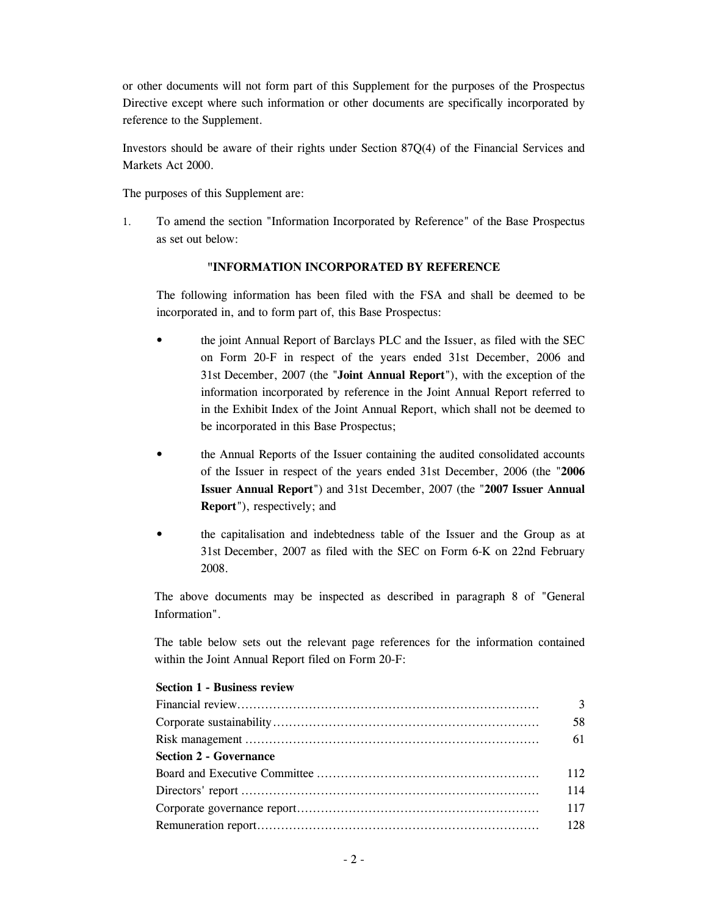or other documents will not form part of this Supplement for the purposes of the Prospectus Directive except where such information or other documents are specifically incorporated by reference to the Supplement.

Investors should be aware of their rights under Section 87Q(4) of the Financial Services and Markets Act 2000.

The purposes of this Supplement are:

1. To amend the section "Information Incorporated by Reference" of the Base Prospectus as set out below:

   **"INFORMATION INCORPORATED BY REFERENCE**

   The following information has been filed with the FSA and shall be deemed to be incorporated in, and to form part of, this Base Prospectus:

   - the joint Annual Report of Barclays PLC and the Issuer, as filed with the SEC on Form 20-F in respect of the years ended 31st December, 2006 and 31st December, 2007 (the "**Joint Annual Report**"), with the exception of the information incorporated by reference in the Joint Annual Report referred to in the Exhibit Index of the Joint Annual Report, which shall not be deemed to be incorporated in this Base Prospectus;

   - the Annual Reports of the Issuer containing the audited consolidated accounts of the Issuer in respect of the years ended 31st December, 2006 (the "**2006 Issuer Annual Report**") and 31st December, 2007 (the "**2007 Issuer Annual Report**"), respectively; and

   - the capitalisation and indebtedness table of the Issuer and the Group as at 31st December, 2007 as filed with the SEC on Form 6-K on 22nd February 2008.

   The above documents may be inspected as described in paragraph 8 of "General Information".

   The table below sets out the relevant page references for the information contained within the Joint Annual Report filed on Form 20-F:

| | |
|---|---|
| **Section 1 - Business review** | |
| Financial review | 3 |
| Corporate sustainability | 58 |
| Risk management | 61 |
| **Section 2 - Governance** | |
| Board and Executive Committee | 112 |
| Directors' report | 114 |
| Corporate governance report | 117 |
| Remuneration report | 128 |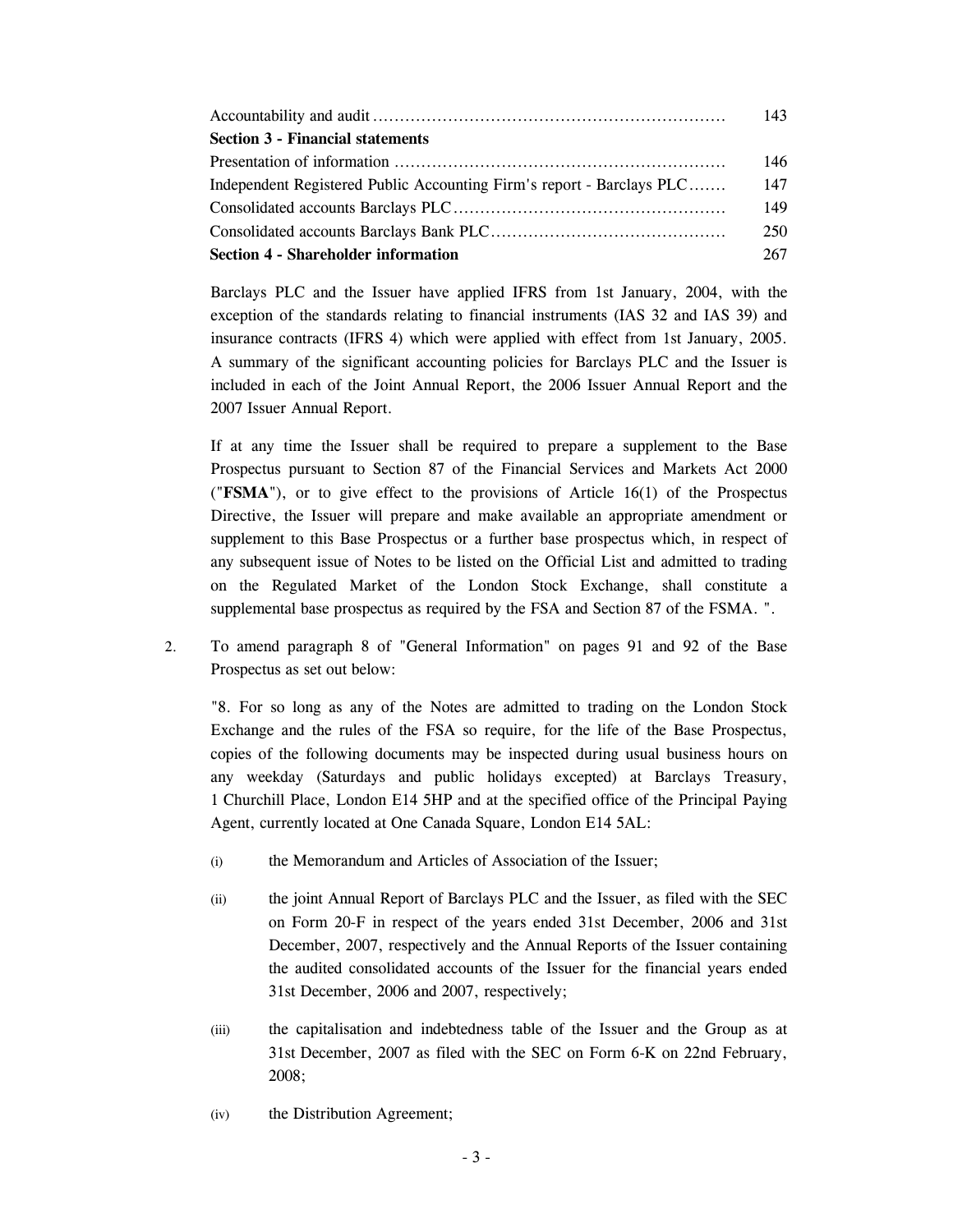| | |
|---|---|
| Accountability and audit | 143 |
| **Section 3 - Financial statements** | |
| Presentation of information | 146 |
| Independent Registered Public Accounting Firm's report - Barclays PLC | 147 |
| Consolidated accounts Barclays PLC | 149 |
| Consolidated accounts Barclays Bank PLC | 250 |
| **Section 4 - Shareholder information** | 267 |

Barclays PLC and the Issuer have applied IFRS from 1st January, 2004, with the exception of the standards relating to financial instruments (IAS 32 and IAS 39) and insurance contracts (IFRS 4) which were applied with effect from 1st January, 2005. A summary of the significant accounting policies for Barclays PLC and the Issuer is included in each of the Joint Annual Report, the 2006 Issuer Annual Report and the 2007 Issuer Annual Report.

If at any time the Issuer shall be required to prepare a supplement to the Base Prospectus pursuant to Section 87 of the Financial Services and Markets Act 2000 ("**FSMA**"), or to give effect to the provisions of Article 16(1) of the Prospectus Directive, the Issuer will prepare and make available an appropriate amendment or supplement to this Base Prospectus or a further base prospectus which, in respect of any subsequent issue of Notes to be listed on the Official List and admitted to trading on the Regulated Market of the London Stock Exchange, shall constitute a supplemental base prospectus as required by the FSA and Section 87 of the FSMA. ".

2. To amend paragraph 8 of "General Information" on pages 91 and 92 of the Base Prospectus as set out below:

   "8. For so long as any of the Notes are admitted to trading on the London Stock Exchange and the rules of the FSA so require, for the life of the Base Prospectus, copies of the following documents may be inspected during usual business hours on any weekday (Saturdays and public holidays excepted) at Barclays Treasury, 1 Churchill Place, London E14 5HP and at the specified office of the Principal Paying Agent, currently located at One Canada Square, London E14 5AL:

   (i) the Memorandum and Articles of Association of the Issuer;

   (ii) the joint Annual Report of Barclays PLC and the Issuer, as filed with the SEC on Form 20-F in respect of the years ended 31st December, 2006 and 31st December, 2007, respectively and the Annual Reports of the Issuer containing the audited consolidated accounts of the Issuer for the financial years ended 31st December, 2006 and 2007, respectively;

   (iii) the capitalisation and indebtedness table of the Issuer and the Group as at 31st December, 2007 as filed with the SEC on Form 6-K on 22nd February, 2008;

   (iv) the Distribution Agreement;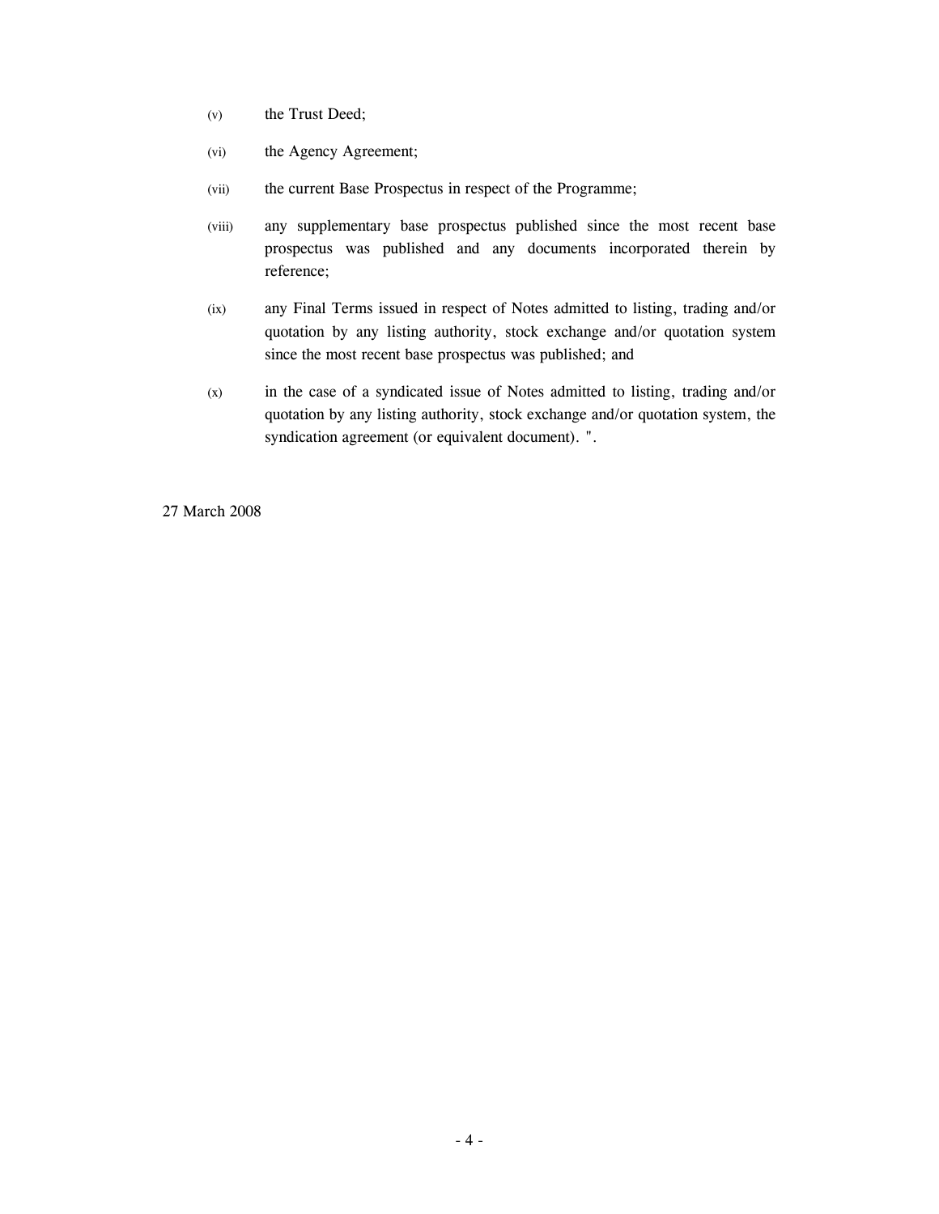(v) the Trust Deed;

(vi) the Agency Agreement;

(vii) the current Base Prospectus in respect of the Programme;

(viii) any supplementary base prospectus published since the most recent base prospectus was published and any documents incorporated therein by reference;

(ix) any Final Terms issued in respect of Notes admitted to listing, trading and/or quotation by any listing authority, stock exchange and/or quotation system since the most recent base prospectus was published; and

(x) in the case of a syndicated issue of Notes admitted to listing, trading and/or quotation by any listing authority, stock exchange and/or quotation system, the syndication agreement (or equivalent document). ".

27 March 2008